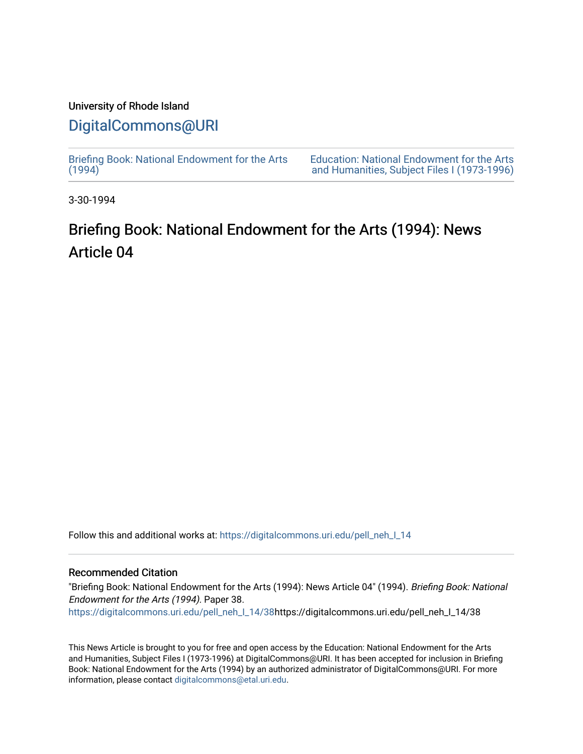University of Rhode Island

# DigitalCommons@URI

Briefing Book: National Endowment for the Arts (1994)

Education: National Endowment for the Arts and Humanities, Subject Files I (1973-1996)

3-30-1994

## Briefing Book: National Endowment for the Arts (1994): News Article 04

Follow this and additional works at: https://digitalcommons.uri.edu/pell_neh_I_14

### Recommended Citation

"Briefing Book: National Endowment for the Arts (1994): News Article 04" (1994). *Briefing Book: National Endowment for the Arts (1994).* Paper 38.
https://digitalcommons.uri.edu/pell_neh_I_14/38https://digitalcommons.uri.edu/pell_neh_I_14/38

This News Article is brought to you for free and open access by the Education: National Endowment for the Arts and Humanities, Subject Files I (1973-1996) at DigitalCommons@URI. It has been accepted for inclusion in Briefing Book: National Endowment for the Arts (1994) by an authorized administrator of DigitalCommons@URI. For more information, please contact digitalcommons@etal.uri.edu.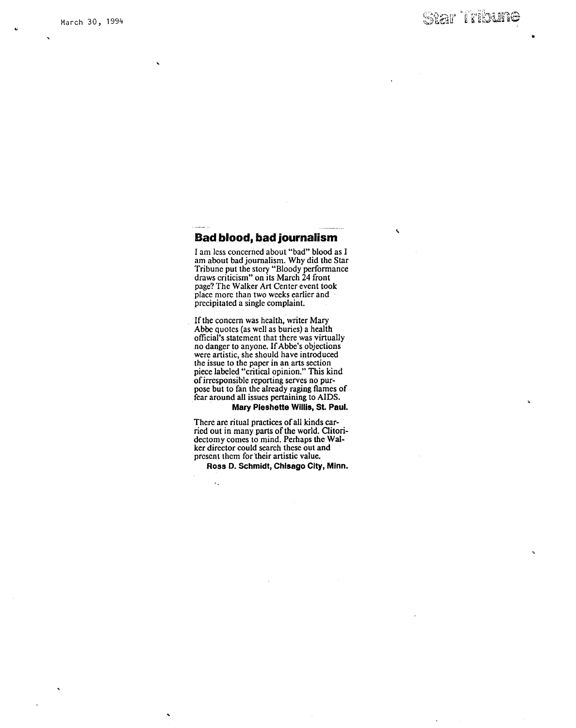March 30, 1994

## Bad blood, bad journalism

I am less concerned about "bad" blood as I am about bad journalism. Why did the Star Tribune put the story "Bloody performance draws criticism" on its March 24 front page? The Walker Art Center event took place more than two weeks earlier and precipitated a single complaint.

If the concern was health, writer Mary Abbe quotes (as well as buries) a health official's statement that there was virtually no danger to anyone. If Abbe's objections were artistic, she should have introduced the issue to the paper in an arts section piece labeled "critical opinion." This kind of irresponsible reporting serves no purpose but to fan the already raging flames of fear around all issues pertaining to AIDS.

**Mary Pleshette Willis, St. Paul.**

There are ritual practices of all kinds carried out in many parts of the world. Clitoridectomy comes to mind. Perhaps the Walker director could search these out and present them for their artistic value.

**Ross D. Schmidt, Chisago City, Minn.**